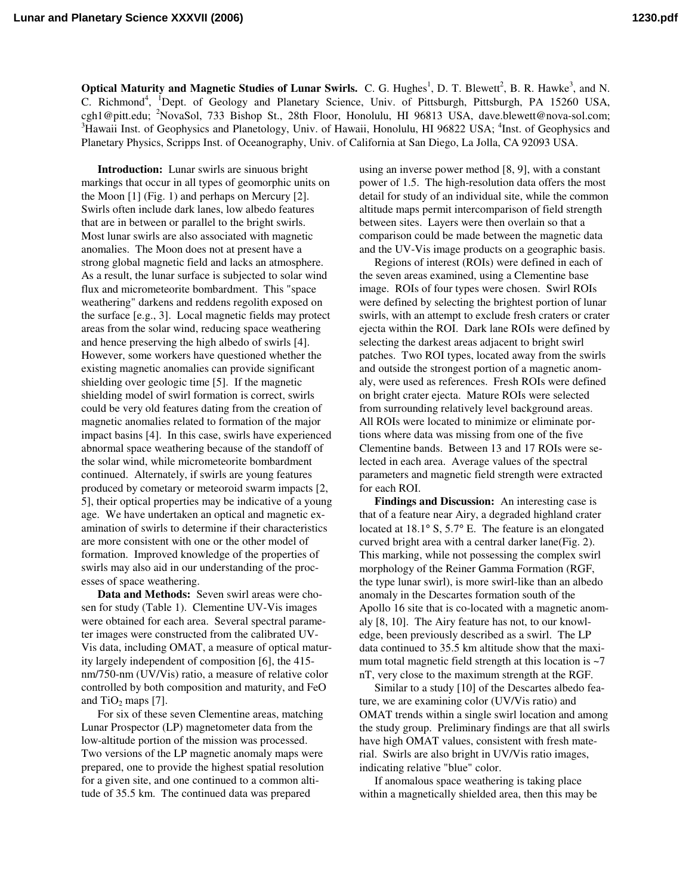**Optical Maturity and Magnetic Studies of Lunar Swirls.** C. G. Hughes[1], D. T. Blewett[2], B. R. Hawke[3], and N. C. Richmond[4], [1]Dept. of Geology and Planetary Science, Univ. of Pittsburgh, Pittsburgh, PA 15260 USA, cgh1@pitt.edu; [2]NovaSol, 733 Bishop St., 28th Floor, Honolulu, HI 96813 USA, dave.blewett@nova-sol.com; [3]Hawaii Inst. of Geophysics and Planetology, Univ. of Hawaii, Honolulu, HI 96822 USA; [4]Inst. of Geophysics and Planetary Physics, Scripps Inst. of Oceanography, Univ. of California at San Diego, La Jolla, CA 92093 USA.

**Introduction:** Lunar swirls are sinuous bright markings that occur in all types of geomorphic units on the Moon [1] (Fig. 1) and perhaps on Mercury [2]. Swirls often include dark lanes, low albedo features that are in between or parallel to the bright swirls. Most lunar swirls are also associated with magnetic anomalies. The Moon does not at present have a strong global magnetic field and lacks an atmosphere. As a result, the lunar surface is subjected to solar wind flux and micrometeorite bombardment. This "space weathering" darkens and reddens regolith exposed on the surface [e.g., 3]. Local magnetic fields may protect areas from the solar wind, reducing space weathering and hence preserving the high albedo of swirls [4]. However, some workers have questioned whether the existing magnetic anomalies can provide significant shielding over geologic time [5]. If the magnetic shielding model of swirl formation is correct, swirls could be very old features dating from the creation of magnetic anomalies related to formation of the major impact basins [4]. In this case, swirls have experienced abnormal space weathering because of the standoff of the solar wind, while micrometeorite bombardment continued. Alternately, if swirls are young features produced by cometary or meteoroid swarm impacts [2, 5], their optical properties may be indicative of a young age. We have undertaken an optical and magnetic examination of swirls to determine if their characteristics are more consistent with one or the other model of formation. Improved knowledge of the properties of swirls may also aid in our understanding of the processes of space weathering.

**Data and Methods:** Seven swirl areas were chosen for study (Table 1). Clementine UV-Vis images were obtained for each area. Several spectral parameter images were constructed from the calibrated UV-Vis data, including OMAT, a measure of optical maturity largely independent of composition [6], the 415-nm/750-nm (UV/Vis) ratio, a measure of relative color controlled by both composition and maturity, and FeO and $TiO_2$ maps [7].

For six of these seven Clementine areas, matching Lunar Prospector (LP) magnetometer data from the low-altitude portion of the mission was processed. Two versions of the LP magnetic anomaly maps were prepared, one to provide the highest spatial resolution for a given site, and one continued to a common altitude of 35.5 km. The continued data was prepared using an inverse power method [8, 9], with a constant power of 1.5. The high-resolution data offers the most detail for study of an individual site, while the common altitude maps permit intercomparison of field strength between sites. Layers were then overlain so that a comparison could be made between the magnetic data and the UV-Vis image products on a geographic basis.

Regions of interest (ROIs) were defined in each of the seven areas examined, using a Clementine base image. ROIs of four types were chosen. Swirl ROIs were defined by selecting the brightest portion of lunar swirls, with an attempt to exclude fresh craters or crater ejecta within the ROI. Dark lane ROIs were defined by selecting the darkest areas adjacent to bright swirl patches. Two ROI types, located away from the swirls and outside the strongest portion of a magnetic anomaly, were used as references. Fresh ROIs were defined on bright crater ejecta. Mature ROIs were selected from surrounding relatively level background areas. All ROIs were located to minimize or eliminate portions where data was missing from one of the five Clementine bands. Between 13 and 17 ROIs were selected in each area. Average values of the spectral parameters and magnetic field strength were extracted for each ROI.

**Findings and Discussion:** An interesting case is that of a feature near Airy, a degraded highland crater located at 18.1° S, 5.7° E. The feature is an elongated curved bright area with a central darker lane(Fig. 2). This marking, while not possessing the complex swirl morphology of the Reiner Gamma Formation (RGF, the type lunar swirl), is more swirl-like than an albedo anomaly in the Descartes formation south of the Apollo 16 site that is co-located with a magnetic anomaly [8, 10]. The Airy feature has not, to our knowledge, been previously described as a swirl. The LP data continued to 35.5 km altitude show that the maximum total magnetic field strength at this location is ~7 nT, very close to the maximum strength at the RGF.

Similar to a study [10] of the Descartes albedo feature, we are examining color (UV/Vis ratio) and OMAT trends within a single swirl location and among the study group. Preliminary findings are that all swirls have high OMAT values, consistent with fresh material. Swirls are also bright in UV/Vis ratio images, indicating relative "blue" color.

If anomalous space weathering is taking place within a magnetically shielded area, then this may be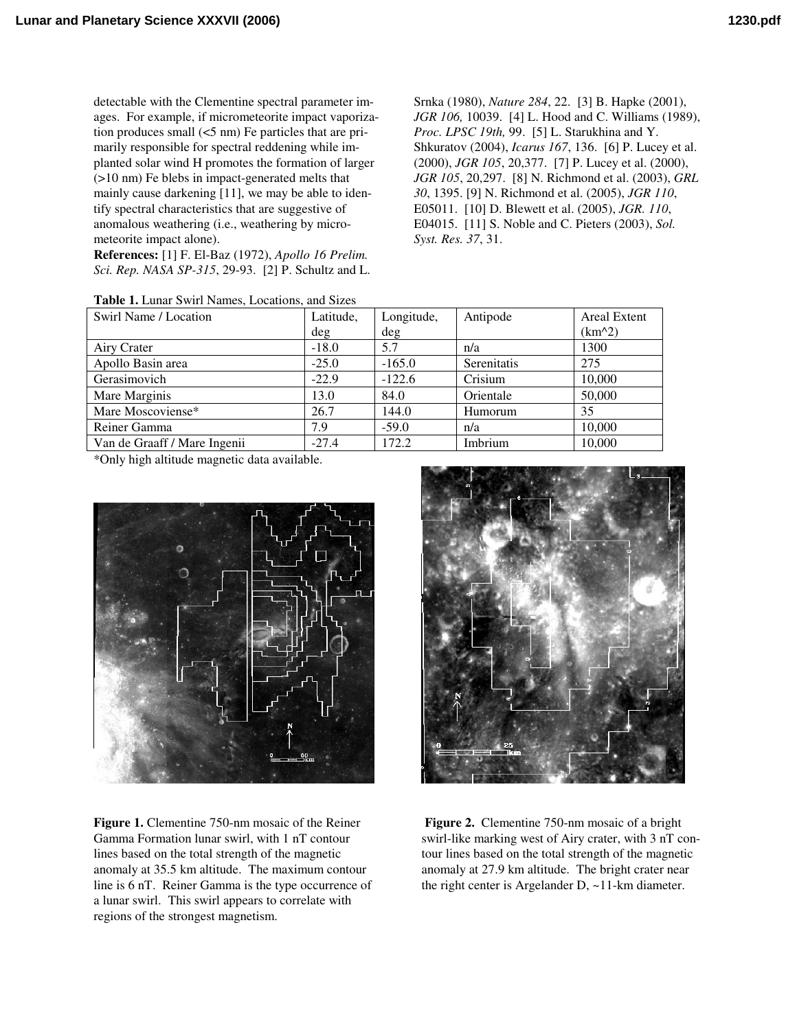detectable with the Clementine spectral parameter images. For example, if micrometeorite impact vaporization produces small (<5 nm) Fe particles that are primarily responsible for spectral reddening while implanted solar wind H promotes the formation of larger (>10 nm) Fe blebs in impact-generated melts that mainly cause darkening [11], we may be able to identify spectral characteristics that are suggestive of anomalous weathering (i.e., weathering by micrometeorite impact alone).

**References:** [1] F. El-Baz (1972), *Apollo 16 Prelim. Sci. Rep. NASA SP-315*, 29-93. [2] P. Schultz and L. Srnka (1980), *Nature 284*, 22. [3] B. Hapke (2001), *JGR 106,* 10039. [4] L. Hood and C. Williams (1989), *Proc. LPSC 19th,* 99. [5] L. Starukhina and Y. Shkuratov (2004), *Icarus 167*, 136. [6] P. Lucey et al. (2000), *JGR 105*, 20,377. [7] P. Lucey et al. (2000), *JGR 105*, 20,297. [8] N. Richmond et al. (2003), *GRL 30*, 1395. [9] N. Richmond et al. (2005), *JGR 110*, E05011. [10] D. Blewett et al. (2005), *JGR. 110*, E04015. [11] S. Noble and C. Pieters (2003), *Sol. Syst. Res. 37*, 31.

**Table 1.** Lunar Swirl Names, Locations, and Sizes

| Swirl Name / Location | Latitude, deg | Longitude, deg | Antipode | Areal Extent (km^2) |
|---|---|---|---|---|
| Airy Crater | -18.0 | 5.7 | n/a | 1300 |
| Apollo Basin area | -25.0 | -165.0 | Serenitatis | 275 |
| Gerasimovich | -22.9 | -122.6 | Crisium | 10,000 |
| Mare Marginis | 13.0 | 84.0 | Orientale | 50,000 |
| Mare Moscoviense* | 26.7 | 144.0 | Humorum | 35 |
| Reiner Gamma | 7.9 | -59.0 | n/a | 10,000 |
| Van de Graaff / Mare Ingenii | -27.4 | 172.2 | Imbrium | 10,000 |

*Only high altitude magnetic data available.

**Figure 1.** Clementine 750-nm mosaic of the Reiner Gamma Formation lunar swirl, with 1 nT contour lines based on the total strength of the magnetic anomaly at 35.5 km altitude. The maximum contour line is 6 nT. Reiner Gamma is the type occurrence of a lunar swirl. This swirl appears to correlate with regions of the strongest magnetism.

**Figure 2.** Clementine 750-nm mosaic of a bright swirl-like marking west of Airy crater, with 3 nT contour lines based on the total strength of the magnetic anomaly at 27.9 km altitude. The bright crater near the right center is Argelander D, ~11-km diameter.